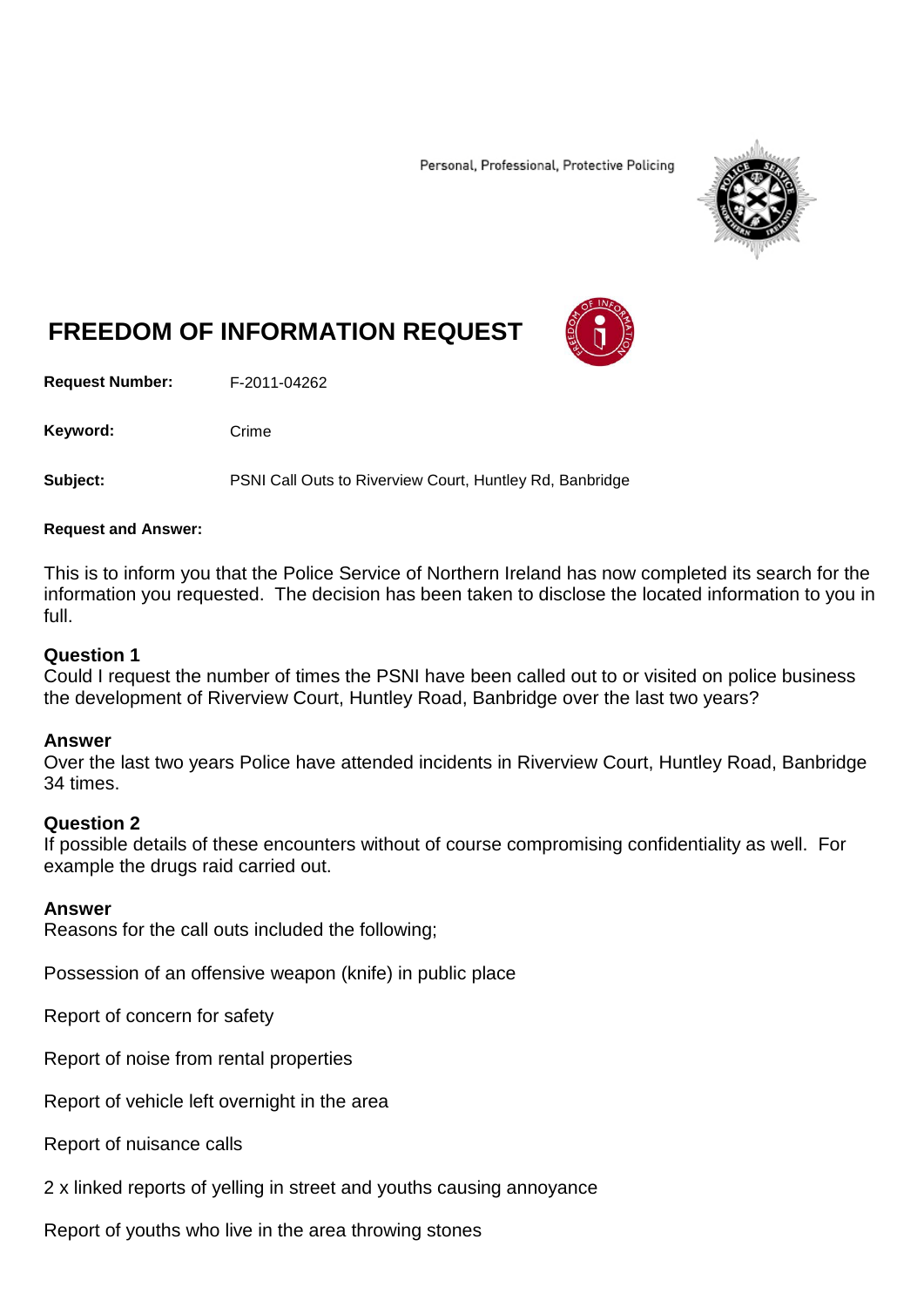Personal, Professional, Protective Policing

# FREEDOM OF INFORMATION REQUEST

**Request Number:** F-2011-04262

**Keyword:** Crime

**Subject:** PSNI Call Outs to Riverview Court, Huntley Rd, Banbridge

**Request and Answer:**

This is to inform you that the Police Service of Northern Ireland has now completed its search for the information you requested. The decision has been taken to disclose the located information to you in full.

**Question 1**
Could I request the number of times the PSNI have been called out to or visited on police business the development of Riverview Court, Huntley Road, Banbridge over the last two years?

**Answer**
Over the last two years Police have attended incidents in Riverview Court, Huntley Road, Banbridge 34 times.

**Question 2**
If possible details of these encounters without of course compromising confidentiality as well. For example the drugs raid carried out.

**Answer**
Reasons for the call outs included the following;

Possession of an offensive weapon (knife) in public place

Report of concern for safety

Report of noise from rental properties

Report of vehicle left overnight in the area

Report of nuisance calls

2 x linked reports of yelling in street and youths causing annoyance

Report of youths who live in the area throwing stones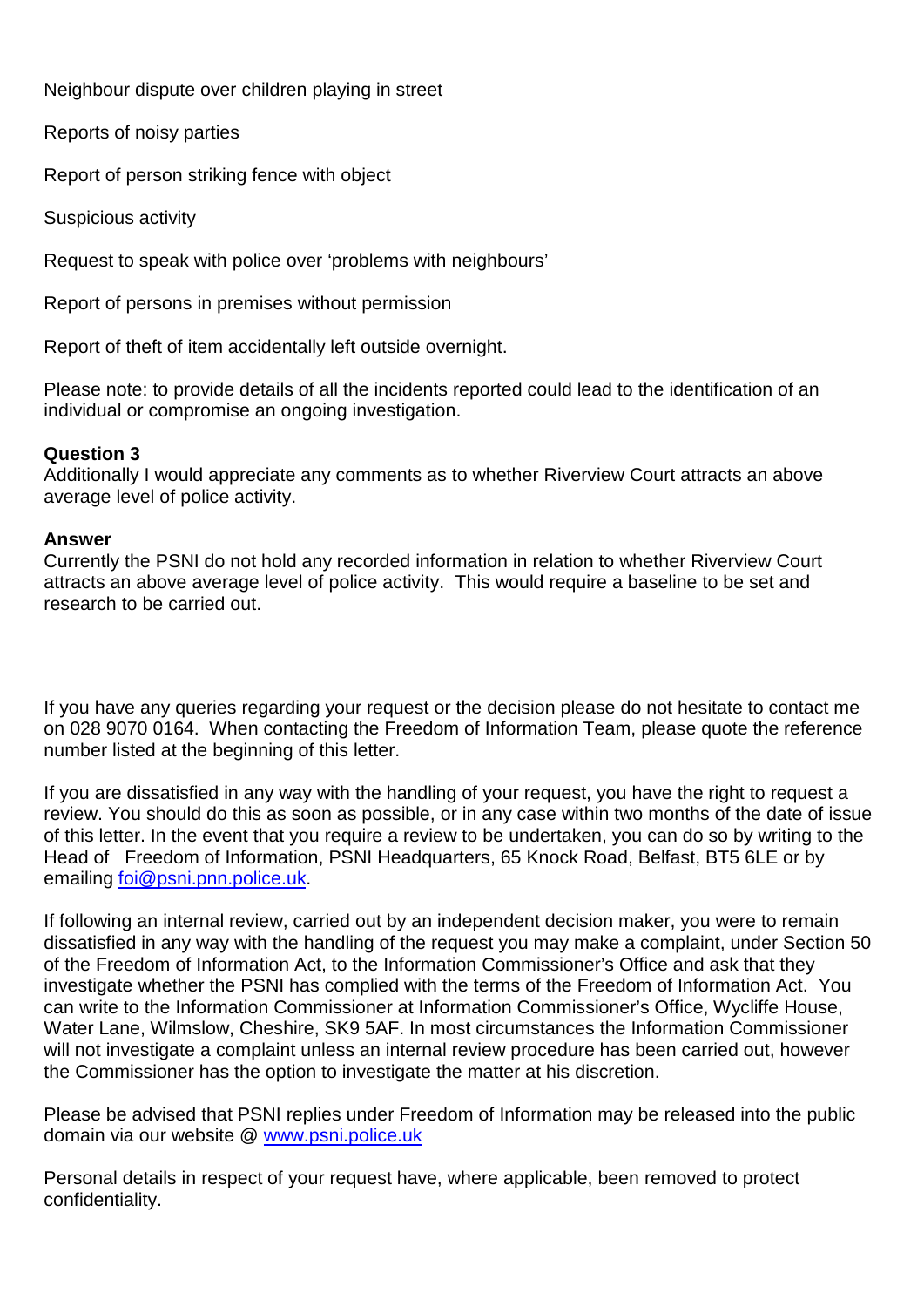Neighbour dispute over children playing in street

Reports of noisy parties

Report of person striking fence with object

Suspicious activity

Request to speak with police over 'problems with neighbours'

Report of persons in premises without permission

Report of theft of item accidentally left outside overnight.

Please note: to provide details of all the incidents reported could lead to the identification of an individual or compromise an ongoing investigation.

**Question 3**
Additionally I would appreciate any comments as to whether Riverview Court attracts an above average level of police activity.

**Answer**
Currently the PSNI do not hold any recorded information in relation to whether Riverview Court attracts an above average level of police activity. This would require a baseline to be set and research to be carried out.

If you have any queries regarding your request or the decision please do not hesitate to contact me on 028 9070 0164. When contacting the Freedom of Information Team, please quote the reference number listed at the beginning of this letter.

If you are dissatisfied in any way with the handling of your request, you have the right to request a review. You should do this as soon as possible, or in any case within two months of the date of issue of this letter. In the event that you require a review to be undertaken, you can do so by writing to the Head of Freedom of Information, PSNI Headquarters, 65 Knock Road, Belfast, BT5 6LE or by emailing [foi@psni.pnn.police.uk](mailto:foi@psni.pnn.police.uk).

If following an internal review, carried out by an independent decision maker, you were to remain dissatisfied in any way with the handling of the request you may make a complaint, under Section 50 of the Freedom of Information Act, to the Information Commissioner's Office and ask that they investigate whether the PSNI has complied with the terms of the Freedom of Information Act. You can write to the Information Commissioner at Information Commissioner's Office, Wycliffe House, Water Lane, Wilmslow, Cheshire, SK9 5AF. In most circumstances the Information Commissioner will not investigate a complaint unless an internal review procedure has been carried out, however the Commissioner has the option to investigate the matter at his discretion.

Please be advised that PSNI replies under Freedom of Information may be released into the public domain via our website @ [www.psni.police.uk](http://www.psni.police.uk)

Personal details in respect of your request have, where applicable, been removed to protect confidentiality.